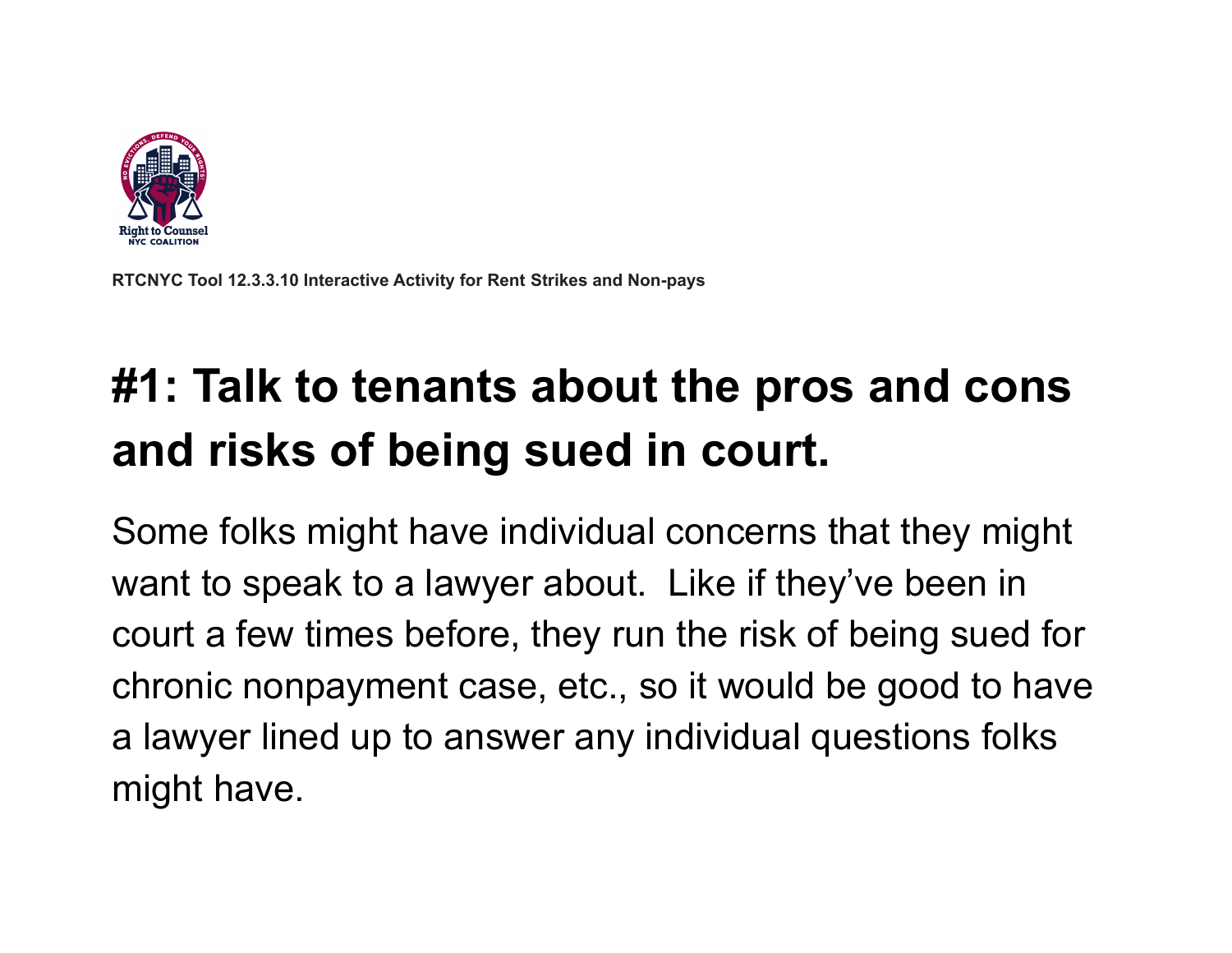RTCNYC Tool 12.3.3.10 Interactive Activity for Rent Strikes and Non-pays

# #1: Talk to tenants about the pros and cons and risks of being sued in court.

Some folks might have individual concerns that they might want to speak to a lawyer about.  Like if they've been in court a few times before, they run the risk of being sued for chronic nonpayment case, etc., so it would be good to have a lawyer lined up to answer any individual questions folks might have.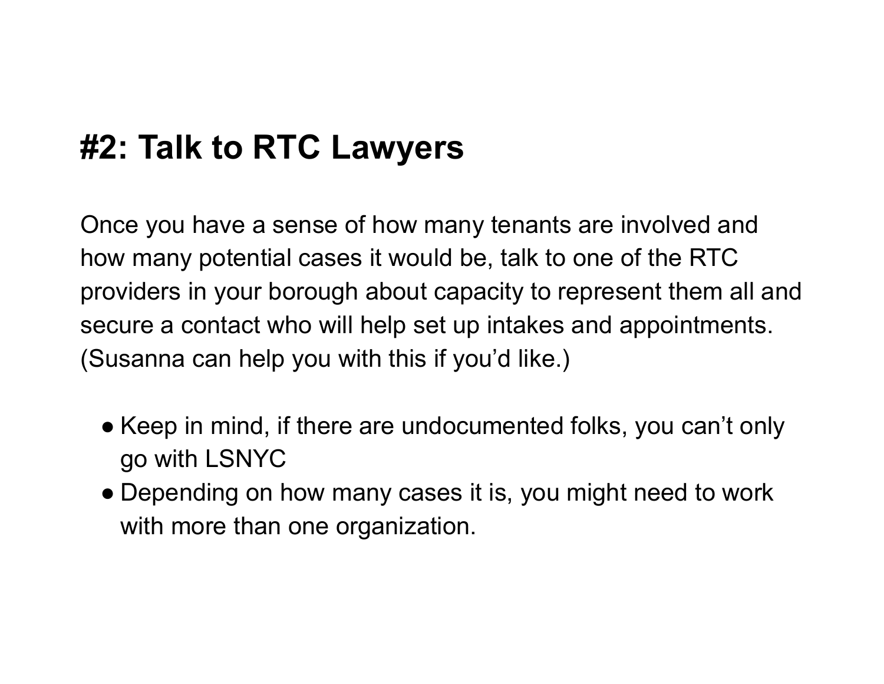# #2: Talk to RTC Lawyers

Once you have a sense of how many tenants are involved and how many potential cases it would be, talk to one of the RTC providers in your borough about capacity to represent them all and secure a contact who will help set up intakes and appointments. (Susanna can help you with this if you'd like.)

- Keep in mind, if there are undocumented folks, you can't only go with LSNYC
- Depending on how many cases it is, you might need to work with more than one organization.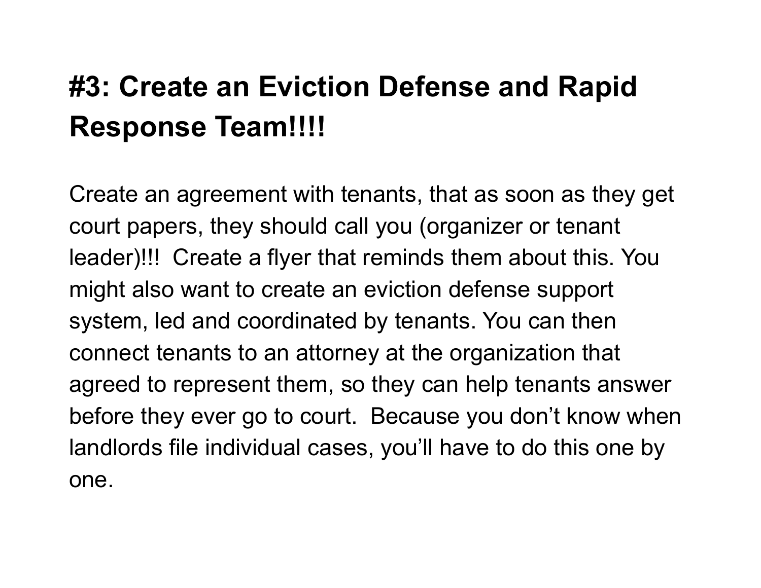## #3: Create an Eviction Defense and Rapid Response Team!!!!

Create an agreement with tenants, that as soon as they get court papers, they should call you (organizer or tenant leader)!!! Create a flyer that reminds them about this. You might also want to create an eviction defense support system, led and coordinated by tenants. You can then connect tenants to an attorney at the organization that agreed to represent them, so they can help tenants answer before they ever go to court. Because you don't know when landlords file individual cases, you'll have to do this one by one.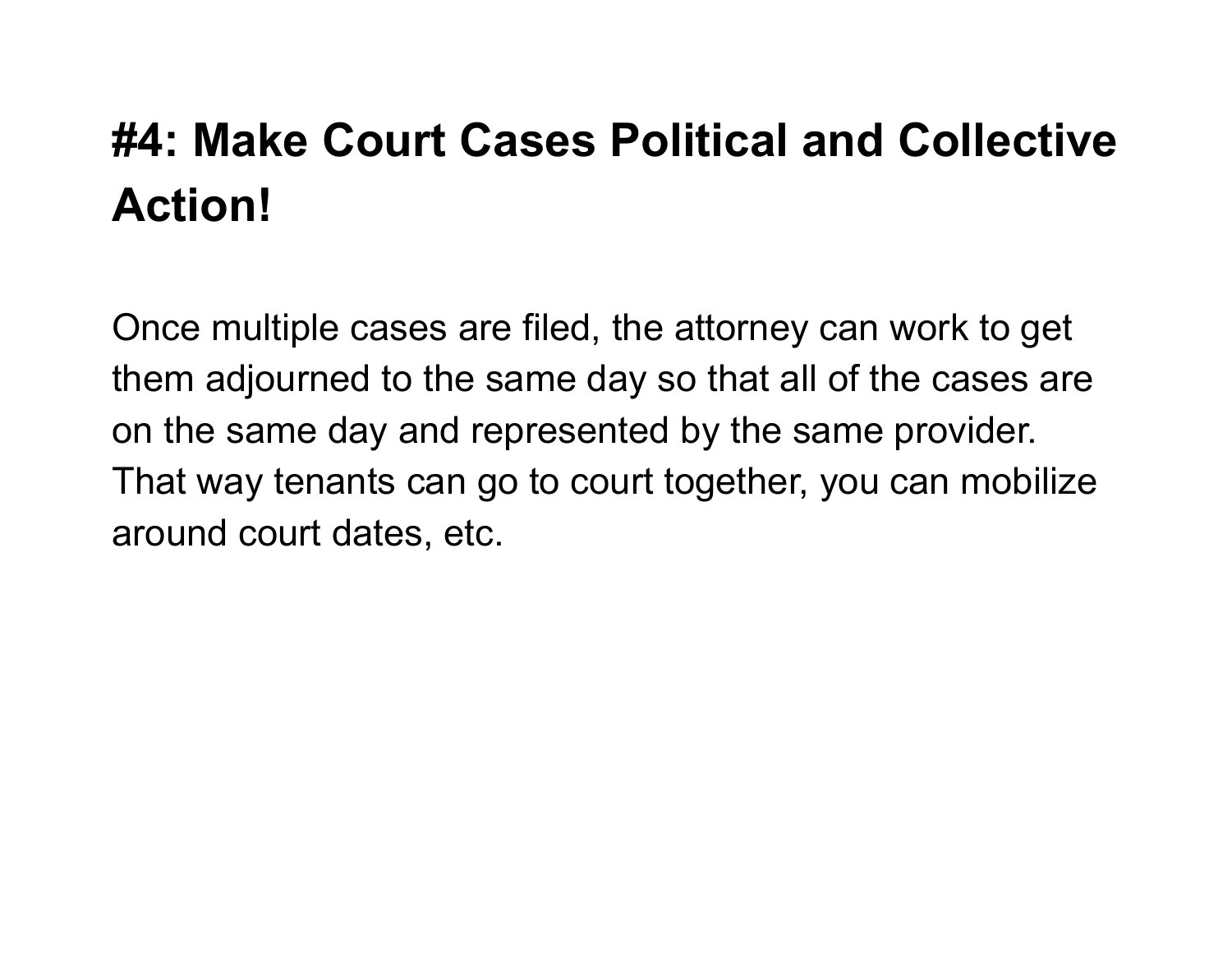## #4: Make Court Cases Political and Collective Action!

Once multiple cases are filed, the attorney can work to get them adjourned to the same day so that all of the cases are on the same day and represented by the same provider. That way tenants can go to court together, you can mobilize around court dates, etc.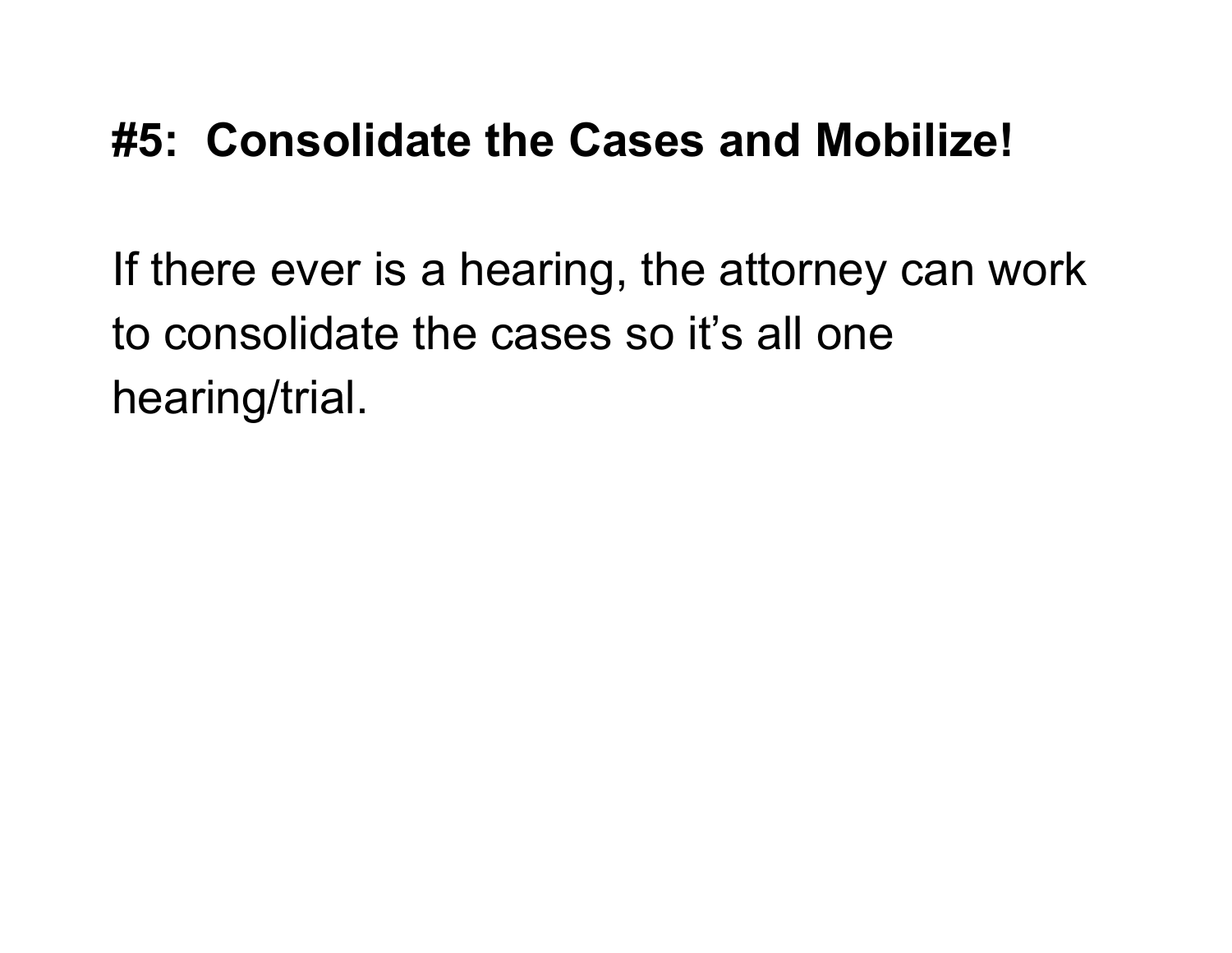## #5: Consolidate the Cases and Mobilize!

If there ever is a hearing, the attorney can work to consolidate the cases so it's all one hearing/trial.